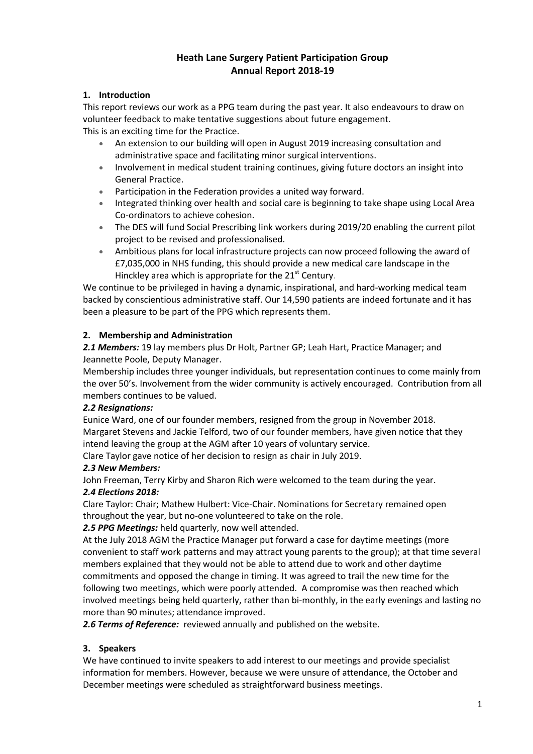# Heath Lane Surgery Patient Participation Group
# Annual Report 2018-19

## 1. Introduction

This report reviews our work as a PPG team during the past year. It also endeavours to draw on volunteer feedback to make tentative suggestions about future engagement.
This is an exciting time for the Practice.

- An extension to our building will open in August 2019 increasing consultation and administrative space and facilitating minor surgical interventions.
- Involvement in medical student training continues, giving future doctors an insight into General Practice.
- Participation in the Federation provides a united way forward.
- Integrated thinking over health and social care is beginning to take shape using Local Area Co-ordinators to achieve cohesion.
- The DES will fund Social Prescribing link workers during 2019/20 enabling the current pilot project to be revised and professionalised.
- Ambitious plans for local infrastructure projects can now proceed following the award of £7,035,000 in NHS funding, this should provide a new medical care landscape in the Hinckley area which is appropriate for the 21st Century.

We continue to be privileged in having a dynamic, inspirational, and hard-working medical team backed by conscientious administrative staff. Our 14,590 patients are indeed fortunate and it has been a pleasure to be part of the PPG which represents them.

## 2. Membership and Administration

***2.1 Members:*** 19 lay members plus Dr Holt, Partner GP; Leah Hart, Practice Manager; and Jeannette Poole, Deputy Manager.

Membership includes three younger individuals, but representation continues to come mainly from the over 50's. Involvement from the wider community is actively encouraged. Contribution from all members continues to be valued.

***2.2 Resignations:***

Eunice Ward, one of our founder members, resigned from the group in November 2018.
Margaret Stevens and Jackie Telford, two of our founder members, have given notice that they intend leaving the group at the AGM after 10 years of voluntary service.
Clare Taylor gave notice of her decision to resign as chair in July 2019.

***2.3 New Members:***

John Freeman, Terry Kirby and Sharon Rich were welcomed to the team during the year.

***2.4 Elections 2018:***

Clare Taylor: Chair; Mathew Hulbert: Vice-Chair. Nominations for Secretary remained open throughout the year, but no-one volunteered to take on the role.

***2.5 PPG Meetings:*** held quarterly, now well attended.

At the July 2018 AGM the Practice Manager put forward a case for daytime meetings (more convenient to staff work patterns and may attract young parents to the group); at that time several members explained that they would not be able to attend due to work and other daytime commitments and opposed the change in timing. It was agreed to trail the new time for the following two meetings, which were poorly attended. A compromise was then reached which involved meetings being held quarterly, rather than bi-monthly, in the early evenings and lasting no more than 90 minutes; attendance improved.

***2.6 Terms of Reference:*** reviewed annually and published on the website.

## 3. Speakers

We have continued to invite speakers to add interest to our meetings and provide specialist information for members. However, because we were unsure of attendance, the October and December meetings were scheduled as straightforward business meetings.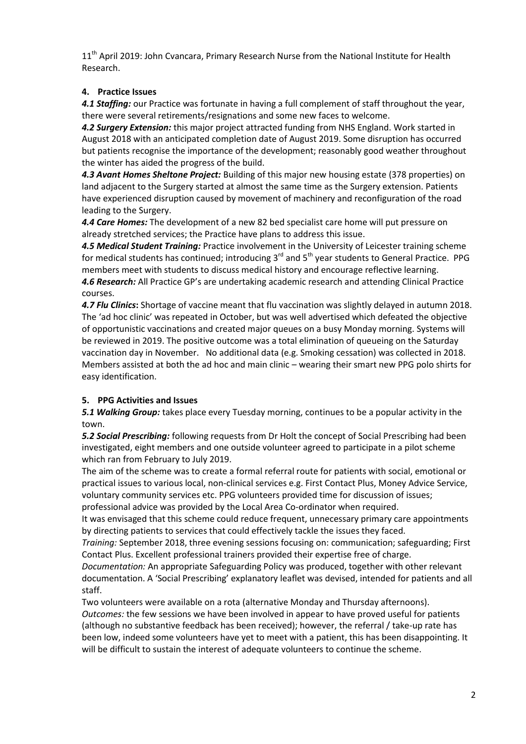11th April 2019: John Cvancara, Primary Research Nurse from the National Institute for Health Research.

## 4. Practice Issues

***4.1 Staffing:*** our Practice was fortunate in having a full complement of staff throughout the year, there were several retirements/resignations and some new faces to welcome.

***4.2 Surgery Extension:*** this major project attracted funding from NHS England. Work started in August 2018 with an anticipated completion date of August 2019. Some disruption has occurred but patients recognise the importance of the development; reasonably good weather throughout the winter has aided the progress of the build.

***4.3 Avant Homes Sheltone Project:*** Building of this major new housing estate (378 properties) on land adjacent to the Surgery started at almost the same time as the Surgery extension. Patients have experienced disruption caused by movement of machinery and reconfiguration of the road leading to the Surgery.

***4.4 Care Homes:*** The development of a new 82 bed specialist care home will put pressure on already stretched services; the Practice have plans to address this issue.

***4.5 Medical Student Training:*** Practice involvement in the University of Leicester training scheme for medical students has continued; introducing 3rd and 5th year students to General Practice. PPG members meet with students to discuss medical history and encourage reflective learning.

***4.6 Research:*** All Practice GP's are undertaking academic research and attending Clinical Practice courses.

***4.7 Flu Clinics*:** Shortage of vaccine meant that flu vaccination was slightly delayed in autumn 2018. The 'ad hoc clinic' was repeated in October, but was well advertised which defeated the objective of opportunistic vaccinations and created major queues on a busy Monday morning. Systems will be reviewed in 2019. The positive outcome was a total elimination of queueing on the Saturday vaccination day in November. No additional data (e.g. Smoking cessation) was collected in 2018. Members assisted at both the ad hoc and main clinic – wearing their smart new PPG polo shirts for easy identification.

## 5. PPG Activities and Issues

***5.1 Walking Group:*** takes place every Tuesday morning, continues to be a popular activity in the town.

***5.2 Social Prescribing:*** following requests from Dr Holt the concept of Social Prescribing had been investigated, eight members and one outside volunteer agreed to participate in a pilot scheme which ran from February to July 2019.

The aim of the scheme was to create a formal referral route for patients with social, emotional or practical issues to various local, non-clinical services e.g. First Contact Plus, Money Advice Service, voluntary community services etc. PPG volunteers provided time for discussion of issues; professional advice was provided by the Local Area Co-ordinator when required.

It was envisaged that this scheme could reduce frequent, unnecessary primary care appointments by directing patients to services that could effectively tackle the issues they faced.

*Training:* September 2018, three evening sessions focusing on: communication; safeguarding; First Contact Plus. Excellent professional trainers provided their expertise free of charge.

*Documentation:* An appropriate Safeguarding Policy was produced, together with other relevant documentation. A 'Social Prescribing' explanatory leaflet was devised, intended for patients and all staff.

Two volunteers were available on a rota (alternative Monday and Thursday afternoons).

*Outcomes:* the few sessions we have been involved in appear to have proved useful for patients (although no substantive feedback has been received); however, the referral / take-up rate has been low, indeed some volunteers have yet to meet with a patient, this has been disappointing. It will be difficult to sustain the interest of adequate volunteers to continue the scheme.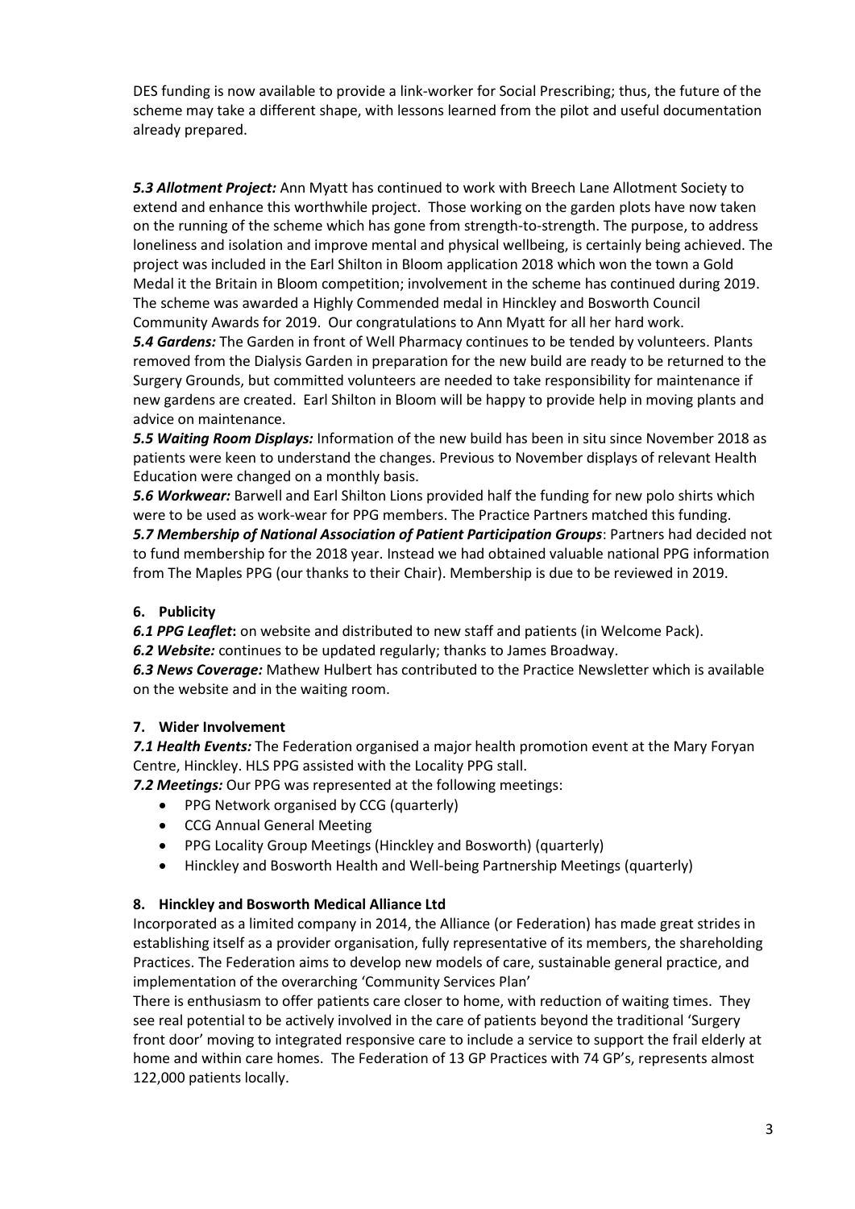DES funding is now available to provide a link-worker for Social Prescribing; thus, the future of the scheme may take a different shape, with lessons learned from the pilot and useful documentation already prepared.

***5.3 Allotment Project:*** Ann Myatt has continued to work with Breech Lane Allotment Society to extend and enhance this worthwhile project. Those working on the garden plots have now taken on the running of the scheme which has gone from strength-to-strength. The purpose, to address loneliness and isolation and improve mental and physical wellbeing, is certainly being achieved. The project was included in the Earl Shilton in Bloom application 2018 which won the town a Gold Medal it the Britain in Bloom competition; involvement in the scheme has continued during 2019. The scheme was awarded a Highly Commended medal in Hinckley and Bosworth Council Community Awards for 2019. Our congratulations to Ann Myatt for all her hard work.

***5.4 Gardens:*** The Garden in front of Well Pharmacy continues to be tended by volunteers. Plants removed from the Dialysis Garden in preparation for the new build are ready to be returned to the Surgery Grounds, but committed volunteers are needed to take responsibility for maintenance if new gardens are created. Earl Shilton in Bloom will be happy to provide help in moving plants and advice on maintenance.

***5.5 Waiting Room Displays:*** Information of the new build has been in situ since November 2018 as patients were keen to understand the changes. Previous to November displays of relevant Health Education were changed on a monthly basis.

***5.6 Workwear:*** Barwell and Earl Shilton Lions provided half the funding for new polo shirts which were to be used as work-wear for PPG members. The Practice Partners matched this funding.

***5.7 Membership of National Association of Patient Participation Groups***: Partners had decided not to fund membership for the 2018 year. Instead we had obtained valuable national PPG information from The Maples PPG (our thanks to their Chair). Membership is due to be reviewed in 2019.

## 6. Publicity

***6.1 PPG Leaflet*:** on website and distributed to new staff and patients (in Welcome Pack).

***6.2 Website:*** continues to be updated regularly; thanks to James Broadway.

***6.3 News Coverage:*** Mathew Hulbert has contributed to the Practice Newsletter which is available on the website and in the waiting room.

## 7. Wider Involvement

***7.1 Health Events:*** The Federation organised a major health promotion event at the Mary Foryan Centre, Hinckley. HLS PPG assisted with the Locality PPG stall.

***7.2 Meetings:*** Our PPG was represented at the following meetings:

- PPG Network organised by CCG (quarterly)
- CCG Annual General Meeting
- PPG Locality Group Meetings (Hinckley and Bosworth) (quarterly)
- Hinckley and Bosworth Health and Well-being Partnership Meetings (quarterly)

## 8. Hinckley and Bosworth Medical Alliance Ltd

Incorporated as a limited company in 2014, the Alliance (or Federation) has made great strides in establishing itself as a provider organisation, fully representative of its members, the shareholding Practices. The Federation aims to develop new models of care, sustainable general practice, and implementation of the overarching 'Community Services Plan'

There is enthusiasm to offer patients care closer to home, with reduction of waiting times. They see real potential to be actively involved in the care of patients beyond the traditional 'Surgery front door' moving to integrated responsive care to include a service to support the frail elderly at home and within care homes. The Federation of 13 GP Practices with 74 GP's, represents almost 122,000 patients locally.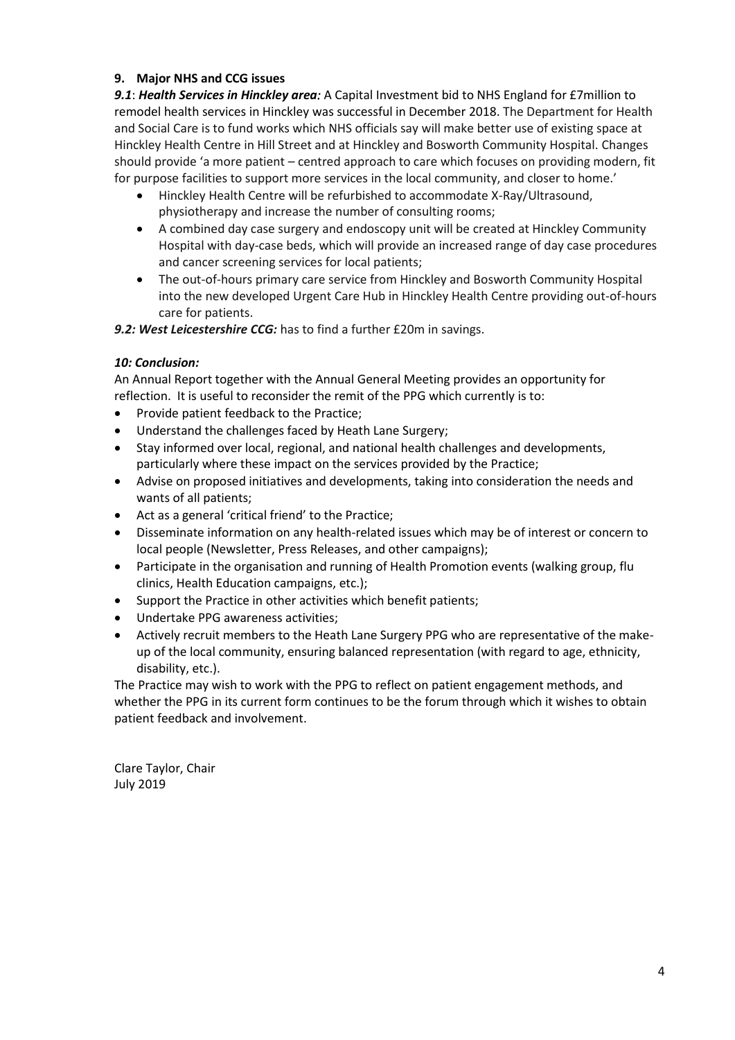## 9. Major NHS and CCG issues

***9.1***: ***Health Services in Hinckley area:*** A Capital Investment bid to NHS England for £7million to remodel health services in Hinckley was successful in December 2018. The Department for Health and Social Care is to fund works which NHS officials say will make better use of existing space at Hinckley Health Centre in Hill Street and at Hinckley and Bosworth Community Hospital. Changes should provide 'a more patient – centred approach to care which focuses on providing modern, fit for purpose facilities to support more services in the local community, and closer to home.'

- Hinckley Health Centre will be refurbished to accommodate X-Ray/Ultrasound, physiotherapy and increase the number of consulting rooms;
- A combined day case surgery and endoscopy unit will be created at Hinckley Community Hospital with day-case beds, which will provide an increased range of day case procedures and cancer screening services for local patients;
- The out-of-hours primary care service from Hinckley and Bosworth Community Hospital into the new developed Urgent Care Hub in Hinckley Health Centre providing out-of-hours care for patients.

***9.2: West Leicestershire CCG:*** has to find a further £20m in savings.

### *10: Conclusion:*

An Annual Report together with the Annual General Meeting provides an opportunity for reflection. It is useful to reconsider the remit of the PPG which currently is to:

- Provide patient feedback to the Practice;
- Understand the challenges faced by Heath Lane Surgery;
- Stay informed over local, regional, and national health challenges and developments, particularly where these impact on the services provided by the Practice;
- Advise on proposed initiatives and developments, taking into consideration the needs and wants of all patients;
- Act as a general 'critical friend' to the Practice;
- Disseminate information on any health-related issues which may be of interest or concern to local people (Newsletter, Press Releases, and other campaigns);
- Participate in the organisation and running of Health Promotion events (walking group, flu clinics, Health Education campaigns, etc.);
- Support the Practice in other activities which benefit patients;
- Undertake PPG awareness activities;
- Actively recruit members to the Heath Lane Surgery PPG who are representative of the make-up of the local community, ensuring balanced representation (with regard to age, ethnicity, disability, etc.).

The Practice may wish to work with the PPG to reflect on patient engagement methods, and whether the PPG in its current form continues to be the forum through which it wishes to obtain patient feedback and involvement.

Clare Taylor, Chair
July 2019